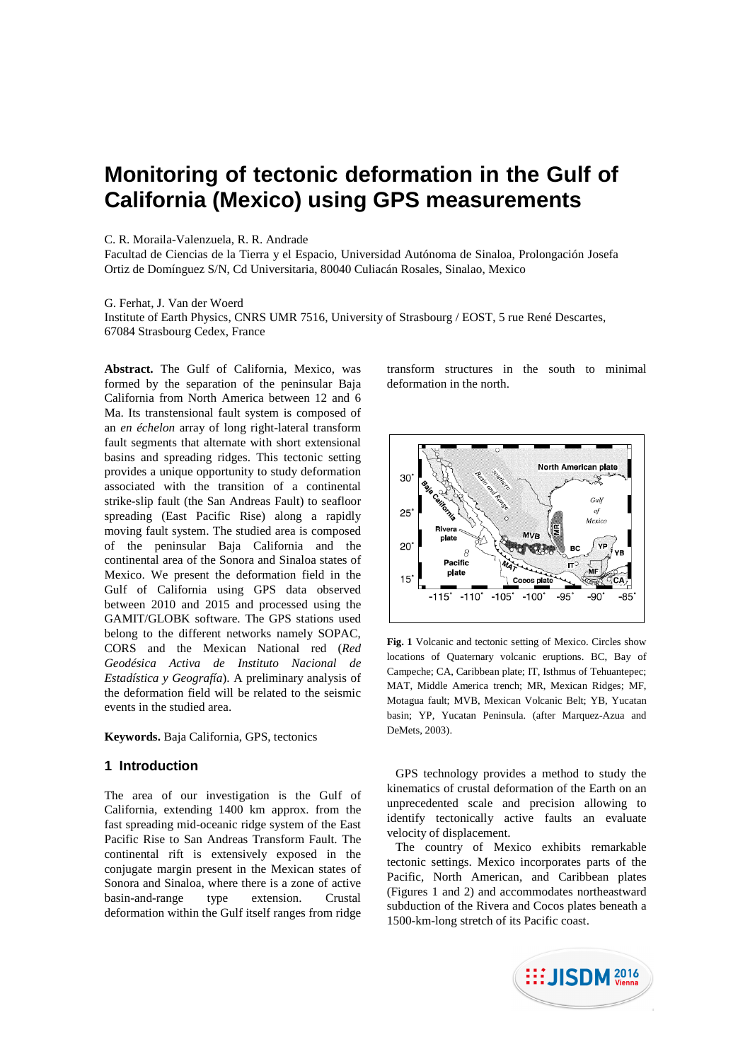# Monitoring of tectonic deformation in the Gulf of California (Mexico) using GPS measurements

C. R. Moraila-Valenzuela, R. R. Andrade
Facultad de Ciencias de la Tierra y el Espacio, Universidad Autónoma de Sinaloa, Prolongación Josefa Ortiz de Domínguez S/N, Cd Universitaria, 80040 Culiacán Rosales, Sinaloa, Mexico

G. Ferhat, J. Van der Woerd
Institute of Earth Physics, CNRS UMR 7516, University of Strasbourg / EOST, 5 rue René Descartes, 67084 Strasbourg Cedex, France

**Abstract.** The Gulf of California, Mexico, was formed by the separation of the peninsular Baja California from North America between 12 and 6 Ma. Its transtensional fault system is composed of an *en échelon* array of long right-lateral transform fault segments that alternate with short extensional basins and spreading ridges. This tectonic setting provides a unique opportunity to study deformation associated with the transition of a continental strike-slip fault (the San Andreas Fault) to seafloor spreading (East Pacific Rise) along a rapidly moving fault system. The studied area is composed of the peninsular Baja California and the continental area of the Sonora and Sinaloa states of Mexico. We present the deformation field in the Gulf of California using GPS data observed between 2010 and 2015 and processed using the GAMIT/GLOBK software. The GPS stations used belong to the different networks namely SOPAC, CORS and the Mexican National red (*Red Geodésica Activa de Instituto Nacional de Estadística y Geografía*). A preliminary analysis of the deformation field will be related to the seismic events in the studied area.

**Keywords.** Baja California, GPS, tectonics

## 1 Introduction

The area of our investigation is the Gulf of California, extending 1400 km approx. from the fast spreading mid-oceanic ridge system of the East Pacific Rise to San Andreas Transform Fault. The continental rift is extensively exposed in the conjugate margin present in the Mexican states of Sonora and Sinaloa, where there is a zone of active basin-and-range type extension. Crustal deformation within the Gulf itself ranges from ridge transform structures in the south to minimal deformation in the north.

**Fig. 1** Volcanic and tectonic setting of Mexico. Circles show locations of Quaternary volcanic eruptions. BC, Bay of Campeche; CA, Caribbean plate; IT, Isthmus of Tehuantepec; MAT, Middle America trench; MR, Mexican Ridges; MF, Motagua fault; MVB, Mexican Volcanic Belt; YB, Yucatan basin; YP, Yucatan Peninsula. (after Marquez-Azua and DeMets, 2003).

GPS technology provides a method to study the kinematics of crustal deformation of the Earth on an unprecedented scale and precision allowing to identify tectonically active faults an evaluate velocity of displacement.

The country of Mexico exhibits remarkable tectonic settings. Mexico incorporates parts of the Pacific, North American, and Caribbean plates (Figures 1 and 2) and accommodates northeastward subduction of the Rivera and Cocos plates beneath a 1500-km-long stretch of its Pacific coast.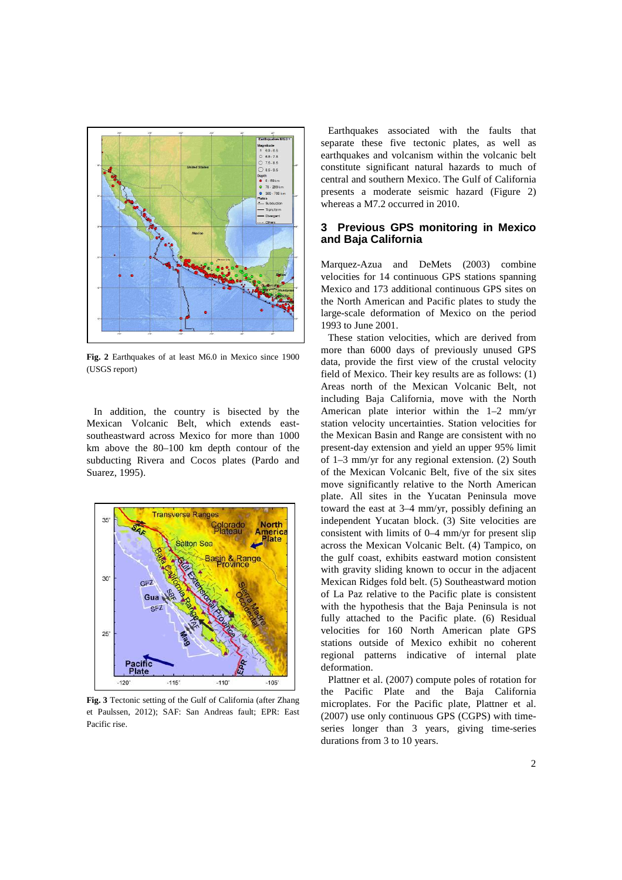Fig. 2 Earthquakes of at least M6.0 in Mexico since 1900 (USGS report)

In addition, the country is bisected by the Mexican Volcanic Belt, which extends east-southeastward across Mexico for more than 1000 km above the 80–100 km depth contour of the subducting Rivera and Cocos plates (Pardo and Suarez, 1995).

**Fig. 3** Tectonic setting of the Gulf of California (after Zhang et Paulssen, 2012); SAF: San Andreas fault; EPR: East Pacific rise.

Earthquakes associated with the faults that separate these five tectonic plates, as well as earthquakes and volcanism within the volcanic belt constitute significant natural hazards to much of central and southern Mexico. The Gulf of California presents a moderate seismic hazard (Figure 2) whereas a M7.2 occurred in 2010.

## 3 Previous GPS monitoring in Mexico and Baja California

Marquez-Azua and DeMets (2003) combine velocities for 14 continuous GPS stations spanning Mexico and 173 additional continuous GPS sites on the North American and Pacific plates to study the large-scale deformation of Mexico on the period 1993 to June 2001.

These station velocities, which are derived from more than 6000 days of previously unused GPS data, provide the first view of the crustal velocity field of Mexico. Their key results are as follows: (1) Areas north of the Mexican Volcanic Belt, not including Baja California, move with the North American plate interior within the 1–2 mm/yr station velocity uncertainties. Station velocities for the Mexican Basin and Range are consistent with no present-day extension and yield an upper 95% limit of 1–3 mm/yr for any regional extension. (2) South of the Mexican Volcanic Belt, five of the six sites move significantly relative to the North American plate. All sites in the Yucatan Peninsula move toward the east at 3–4 mm/yr, possibly defining an independent Yucatan block. (3) Site velocities are consistent with limits of 0–4 mm/yr for present slip across the Mexican Volcanic Belt. (4) Tampico, on the gulf coast, exhibits eastward motion consistent with gravity sliding known to occur in the adjacent Mexican Ridges fold belt. (5) Southeastward motion of La Paz relative to the Pacific plate is consistent with the hypothesis that the Baja Peninsula is not fully attached to the Pacific plate. (6) Residual velocities for 160 North American plate GPS stations outside of Mexico exhibit no coherent regional patterns indicative of internal plate deformation.

Plattner et al. (2007) compute poles of rotation for the Pacific Plate and the Baja California microplates. For the Pacific plate, Plattner et al. (2007) use only continuous GPS (CGPS) with time-series longer than 3 years, giving time-series durations from 3 to 10 years.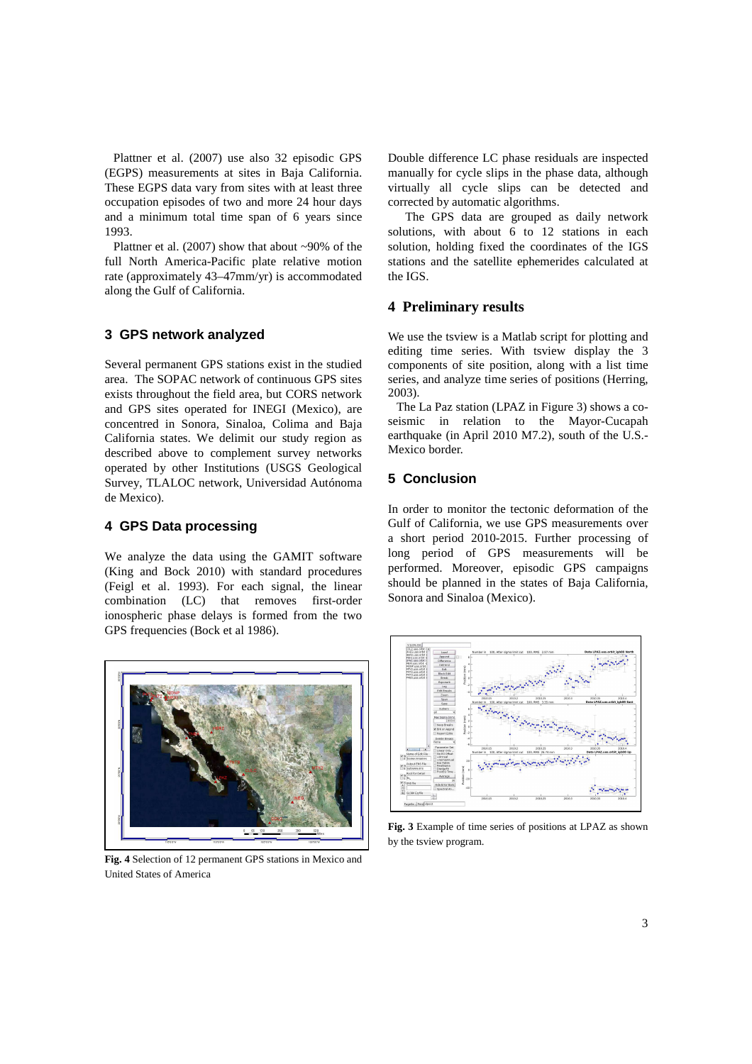Plattner et al. (2007) use also 32 episodic GPS (EGPS) measurements at sites in Baja California. These EGPS data vary from sites with at least three occupation episodes of two and more 24 hour days and a minimum total time span of 6 years since 1993.

Plattner et al. (2007) show that about ~90% of the full North America-Pacific plate relative motion rate (approximately 43–47mm/yr) is accommodated along the Gulf of California.

## 3 GPS network analyzed

Several permanent GPS stations exist in the studied area. The SOPAC network of continuous GPS sites exists throughout the field area, but CORS network and GPS sites operated for INEGI (Mexico), are concentred in Sonora, Sinaloa, Colima and Baja California states. We delimit our study region as described above to complement survey networks operated by other Institutions (USGS Geological Survey, TLALOC network, Universidad Autónoma de Mexico).

## 4 GPS Data processing

We analyze the data using the GAMIT software (King and Bock 2010) with standard procedures (Feigl et al. 1993). For each signal, the linear combination (LC) that removes first-order ionospheric phase delays is formed from the two GPS frequencies (Bock et al 1986).

Double difference LC phase residuals are inspected manually for cycle slips in the phase data, although virtually all cycle slips can be detected and corrected by automatic algorithms.

The GPS data are grouped as daily network solutions, with about 6 to 12 stations in each solution, holding fixed the coordinates of the IGS stations and the satellite ephemerides calculated at the IGS.

## 4 Preliminary results

We use the tsview is a Matlab script for plotting and editing time series. With tsview display the 3 components of site position, along with a list time series, and analyze time series of positions (Herring, 2003).

The La Paz station (LPAZ in Figure 3) shows a co-seismic in relation to the Mayor-Cucapah earthquake (in April 2010 M7.2), south of the U.S.-Mexico border.

## 5 Conclusion

In order to monitor the tectonic deformation of the Gulf of California, we use GPS measurements over a short period 2010-2015. Further processing of long period of GPS measurements will be performed. Moreover, episodic GPS campaigns should be planned in the states of Baja California, Sonora and Sinaloa (Mexico).

**Fig. 4** Selection of 12 permanent GPS stations in Mexico and United States of America

**Fig. 3** Example of time series of positions at LPAZ as shown by the tsview program.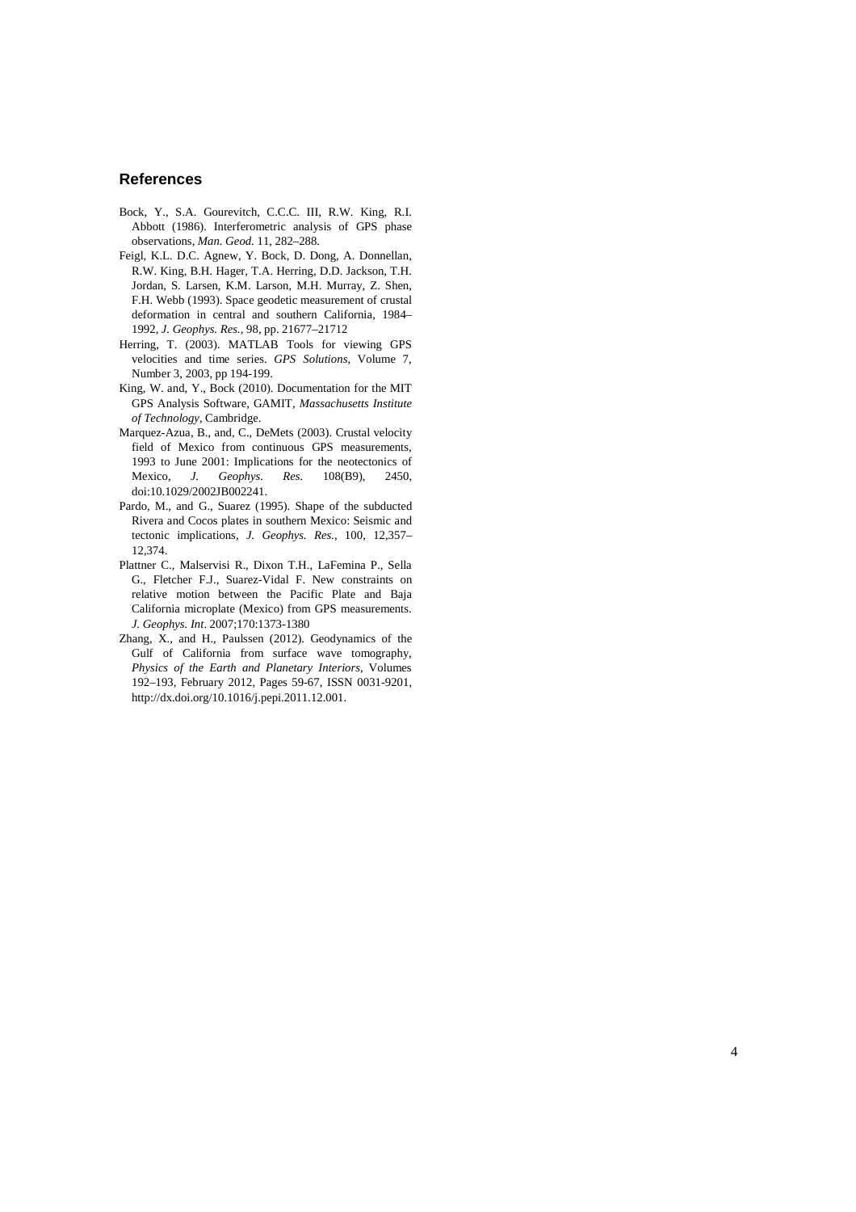## References

Bock, Y., S.A. Gourevitch, C.C.C. III, R.W. King, R.I. Abbott (1986). Interferometric analysis of GPS phase observations, *Man. Geod.* 11, 282–288.

Feigl, K.L. D.C. Agnew, Y. Bock, D. Dong, A. Donnellan, R.W. King, B.H. Hager, T.A. Herring, D.D. Jackson, T.H. Jordan, S. Larsen, K.M. Larson, M.H. Murray, Z. Shen, F.H. Webb (1993). Space geodetic measurement of crustal deformation in central and southern California, 1984–1992, *J. Geophys. Res.*, 98, pp. 21677–21712

Herring, T. (2003). MATLAB Tools for viewing GPS velocities and time series. *GPS Solutions*, Volume 7, Number 3, 2003, pp 194-199.

King, W. and, Y., Bock (2010). Documentation for the MIT GPS Analysis Software, GAMIT, *Massachusetts Institute of Technology*, Cambridge.

Marquez-Azua, B., and, C., DeMets (2003). Crustal velocity field of Mexico from continuous GPS measurements, 1993 to June 2001: Implications for the neotectonics of Mexico, *J. Geophys. Res.* 108(B9), 2450, doi:10.1029/2002JB002241.

Pardo, M., and G., Suarez (1995). Shape of the subducted Rivera and Cocos plates in southern Mexico: Seismic and tectonic implications, *J. Geophys. Res.*, 100, 12,357–12,374.

Plattner C., Malservisi R., Dixon T.H., LaFemina P., Sella G., Fletcher F.J., Suarez-Vidal F. New constraints on relative motion between the Pacific Plate and Baja California microplate (Mexico) from GPS measurements. *J. Geophys. Int*. 2007;170:1373-1380

Zhang, X., and H., Paulssen (2012). Geodynamics of the Gulf of California from surface wave tomography, *Physics of the Earth and Planetary Interiors*, Volumes 192–193, February 2012, Pages 59-67, ISSN 0031-9201, http://dx.doi.org/10.1016/j.pepi.2011.12.001.